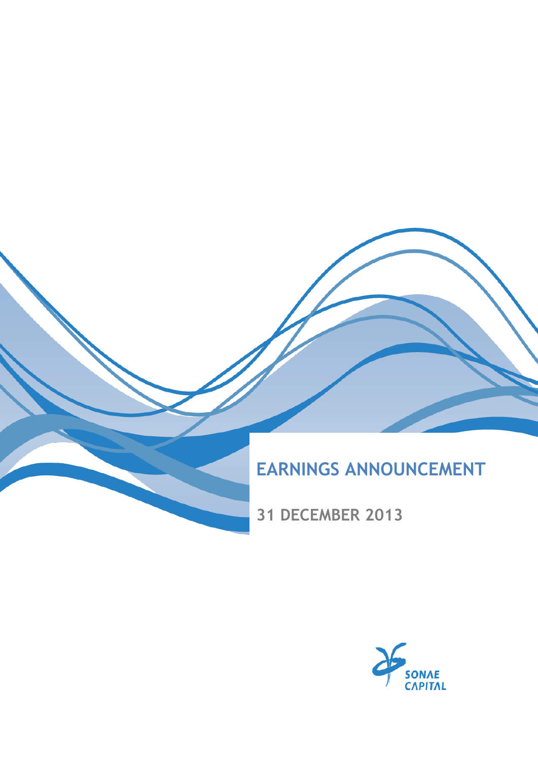# EARNINGS ANNOUNCEMENT

## 31 DECEMBER 2013

SONAE CAPITAL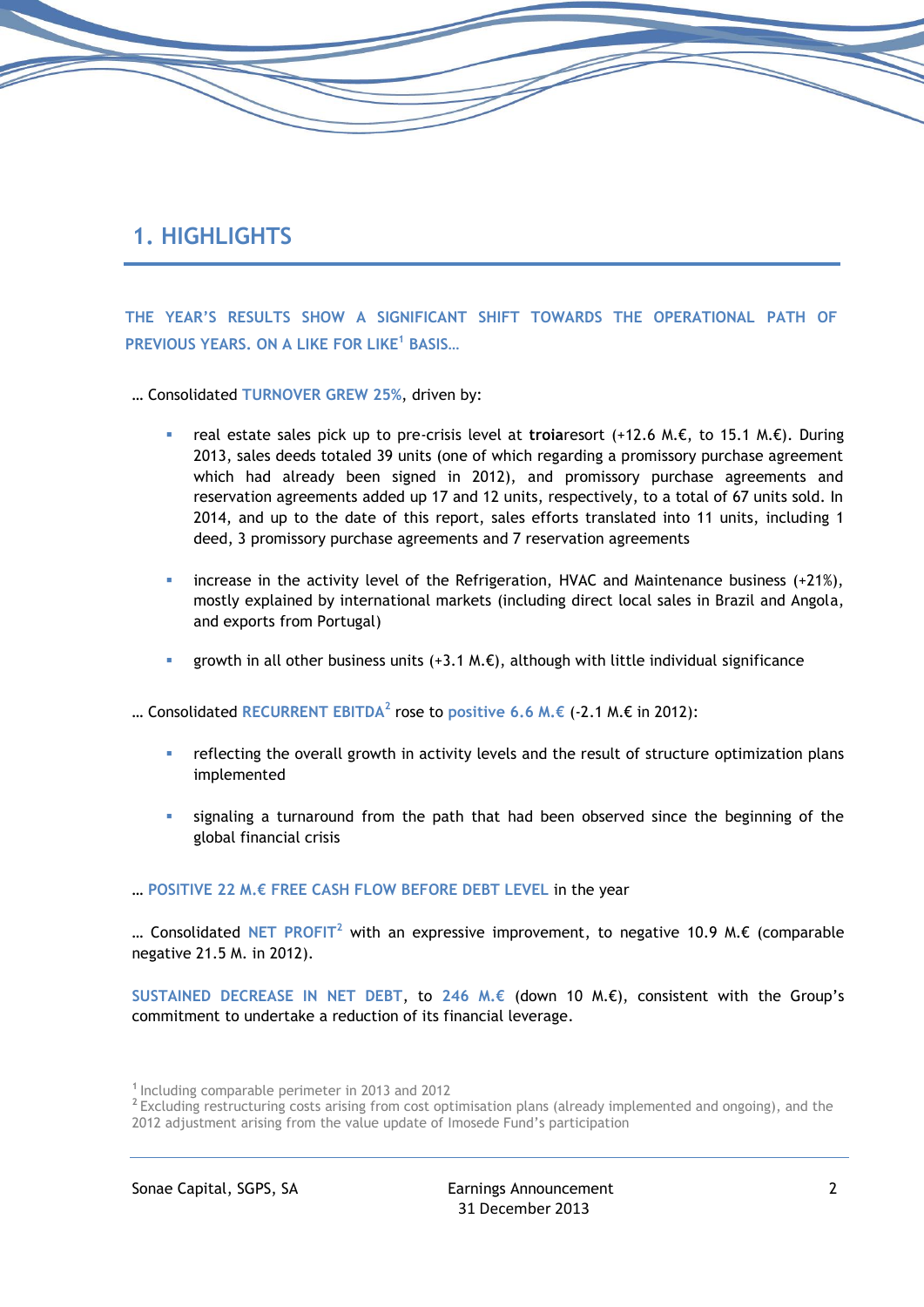## 1. HIGHLIGHTS

THE YEAR'S RESULTS SHOW A SIGNIFICANT SHIFT TOWARDS THE OPERATIONAL PATH OF PREVIOUS YEARS. ON A LIKE FOR LIKE[1] BASIS…

… Consolidated TURNOVER GREW 25%, driven by:

- real estate sales pick up to pre-crisis level at **troia**resort (+12.6 M.€, to 15.1 M.€). During 2013, sales deeds totaled 39 units (one of which regarding a promissory purchase agreement which had already been signed in 2012), and promissory purchase agreements and reservation agreements added up 17 and 12 units, respectively, to a total of 67 units sold. In 2014, and up to the date of this report, sales efforts translated into 11 units, including 1 deed, 3 promissory purchase agreements and 7 reservation agreements
- increase in the activity level of the Refrigeration, HVAC and Maintenance business (+21%), mostly explained by international markets (including direct local sales in Brazil and Angola, and exports from Portugal)
- growth in all other business units (+3.1 M.€), although with little individual significance

… Consolidated RECURRENT EBITDA[2] rose to positive 6.6 M.€ (-2.1 M.€ in 2012):

- reflecting the overall growth in activity levels and the result of structure optimization plans implemented
- signaling a turnaround from the path that had been observed since the beginning of the global financial crisis

… POSITIVE 22 M.€ FREE CASH FLOW BEFORE DEBT LEVEL in the year

… Consolidated NET PROFIT[2] with an expressive improvement, to negative 10.9 M.€ (comparable negative 21.5 M. in 2012).

SUSTAINED DECREASE IN NET DEBT, to 246 M.€ (down 10 M.€), consistent with the Group's commitment to undertake a reduction of its financial leverage.

[1] Including comparable perimeter in 2013 and 2012
[2] Excluding restructuring costs arising from cost optimisation plans (already implemented and ongoing), and the 2012 adjustment arising from the value update of Imosede Fund's participation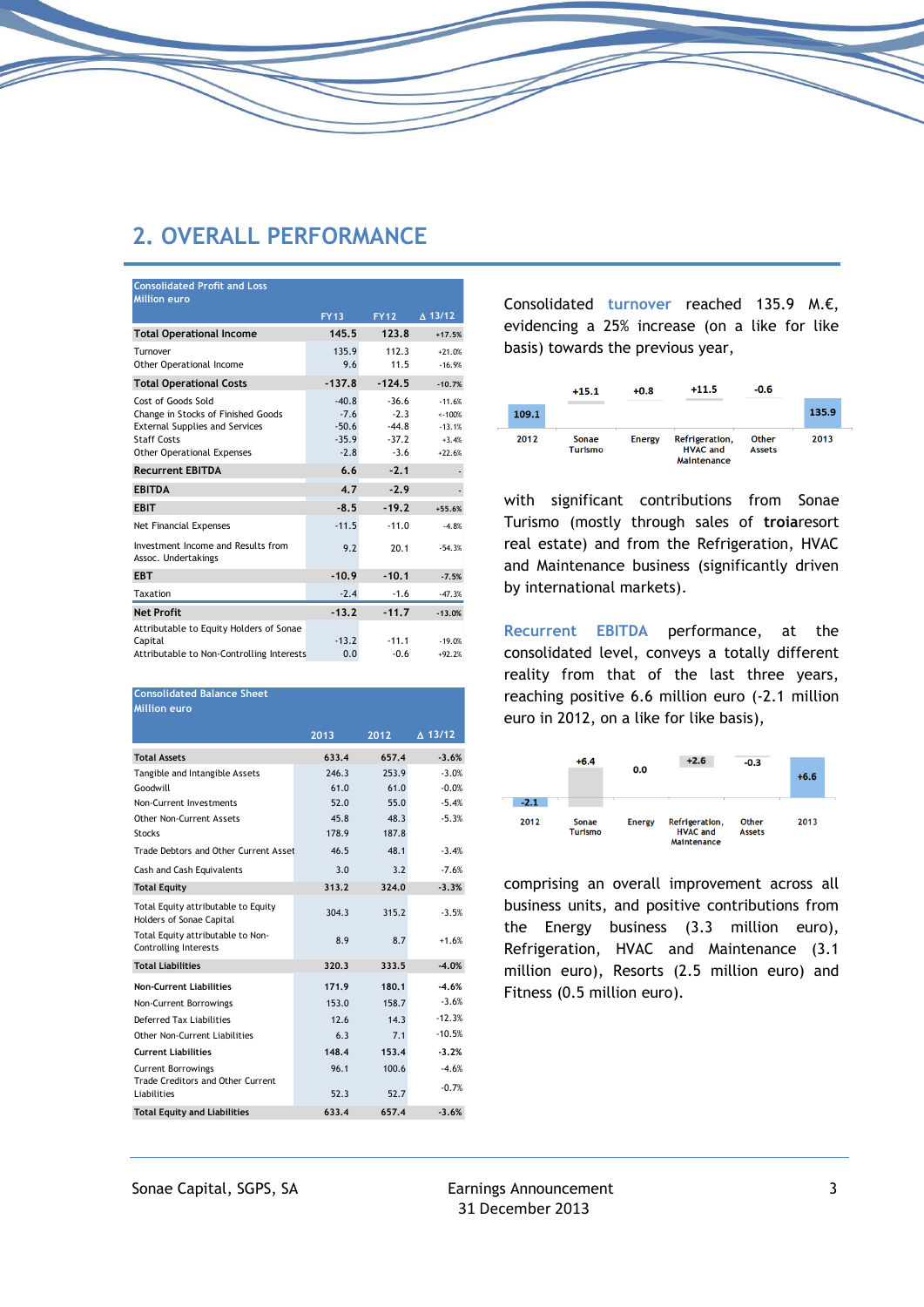## 2. OVERALL PERFORMANCE

| Consolidated Profit and Loss<br>Million euro | FY13 | FY12 | Δ 13/12 |
|---|---|---|---|
| **Total Operational Income** | **145.5** | **123.8** | +17.5% |
| Turnover | 135.9 | 112.3 | +21.0% |
| Other Operational Income | 9.6 | 11.5 | -16.9% |
| **Total Operational Costs** | **-137.8** | **-124.5** | -10.7% |
| Cost of Goods Sold | -40.8 | -36.6 | -11.6% |
| Change in Stocks of Finished Goods | -7.6 | -2.3 | <-100% |
| External Supplies and Services | -50.6 | -44.8 | -13.1% |
| Staff Costs | -35.9 | -37.2 | +3.4% |
| Other Operational Expenses | -2.8 | -3.6 | +22.6% |
| **Recurrent EBITDA** | **6.6** | **-2.1** | - |
| **EBITDA** | **4.7** | **-2.9** | - |
| **EBIT** | **-8.5** | **-19.2** | +55.6% |
| Net Financial Expenses | -11.5 | -11.0 | -4.8% |
| Investment Income and Results from Assoc. Undertakings | 9.2 | 20.1 | -54.3% |
| **EBT** | **-10.9** | **-10.1** | -7.5% |
| Taxation | -2.4 | -1.6 | -47.3% |
| **Net Profit** | **-13.2** | **-11.7** | -13.0% |
| Attributable to Equity Holders of Sonae Capital | -13.2 | -11.1 | -19.0% |
| Attributable to Non-Controlling Interests | 0.0 | -0.6 | +92.2% |

| Consolidated Balance Sheet<br>Million euro | 2013 | 2012 | Δ 13/12 |
|---|---|---|---|
| **Total Assets** | **633.4** | **657.4** | **-3.6%** |
| Tangible and Intangible Assets | 246.3 | 253.9 | -3.0% |
| Goodwill | 61.0 | 61.0 | -0.0% |
| Non-Current Investments | 52.0 | 55.0 | -5.4% |
| Other Non-Current Assets | 45.8 | 48.3 | -5.3% |
| Stocks | 178.9 | 187.8 | |
| Trade Debtors and Other Current Asset | 46.5 | 48.1 | -3.4% |
| Cash and Cash Equivalents | 3.0 | 3.2 | -7.6% |
| **Total Equity** | **313.2** | **324.0** | **-3.3%** |
| Total Equity attributable to Equity Holders of Sonae Capital | 304.3 | 315.2 | -3.5% |
| Total Equity attributable to Non-Controlling Interests | 8.9 | 8.7 | +1.6% |
| **Total Liabilities** | **320.3** | **333.5** | **-4.0%** |
| **Non-Current Liabilities** | **171.9** | **180.1** | **-4.6%** |
| Non-Current Borrowings | 153.0 | 158.7 | -3.6% |
| Deferred Tax Liabilities | 12.6 | 14.3 | -12.3% |
| Other Non-Current Liabilities | 6.3 | 7.1 | -10.5% |
| **Current Liabilities** | **148.4** | **153.4** | **-3.2%** |
| Current Borrowings | 96.1 | 100.6 | -4.6% |
| Trade Creditors and Other Current Liabilities | 52.3 | 52.7 | -0.7% |
| **Total Equity and Liabilities** | **633.4** | **657.4** | **-3.6%** |

Consolidated turnover reached 135.9 M.€, evidencing a 25% increase (on a like for like basis) towards the previous year,

| 2012 | Sonae Turismo | Energy | Refrigeration, HVAC and Maintenance | Other Assets | 2013 |
|---|---|---|---|---|---|
| 109.1 | +15.1 | +0.8 | +11.5 | -0.6 | 135.9 |

with significant contributions from Sonae Turismo (mostly through sales of **troia**resort real estate) and from the Refrigeration, HVAC and Maintenance business (significantly driven by international markets).

Recurrent EBITDA performance, at the consolidated level, conveys a totally different reality from that of the last three years, reaching positive 6.6 million euro (-2.1 million euro in 2012, on a like for like basis),

| 2012 | Sonae Turismo | Energy | Refrigeration, HVAC and Maintenance | Other Assets | 2013 |
|---|---|---|---|---|---|
| -2.1 | +6.4 | 0.0 | +2.6 | -0.3 | +6.6 |

comprising an overall improvement across all business units, and positive contributions from the Energy business (3.3 million euro), Refrigeration, HVAC and Maintenance (3.1 million euro), Resorts (2.5 million euro) and Fitness (0.5 million euro).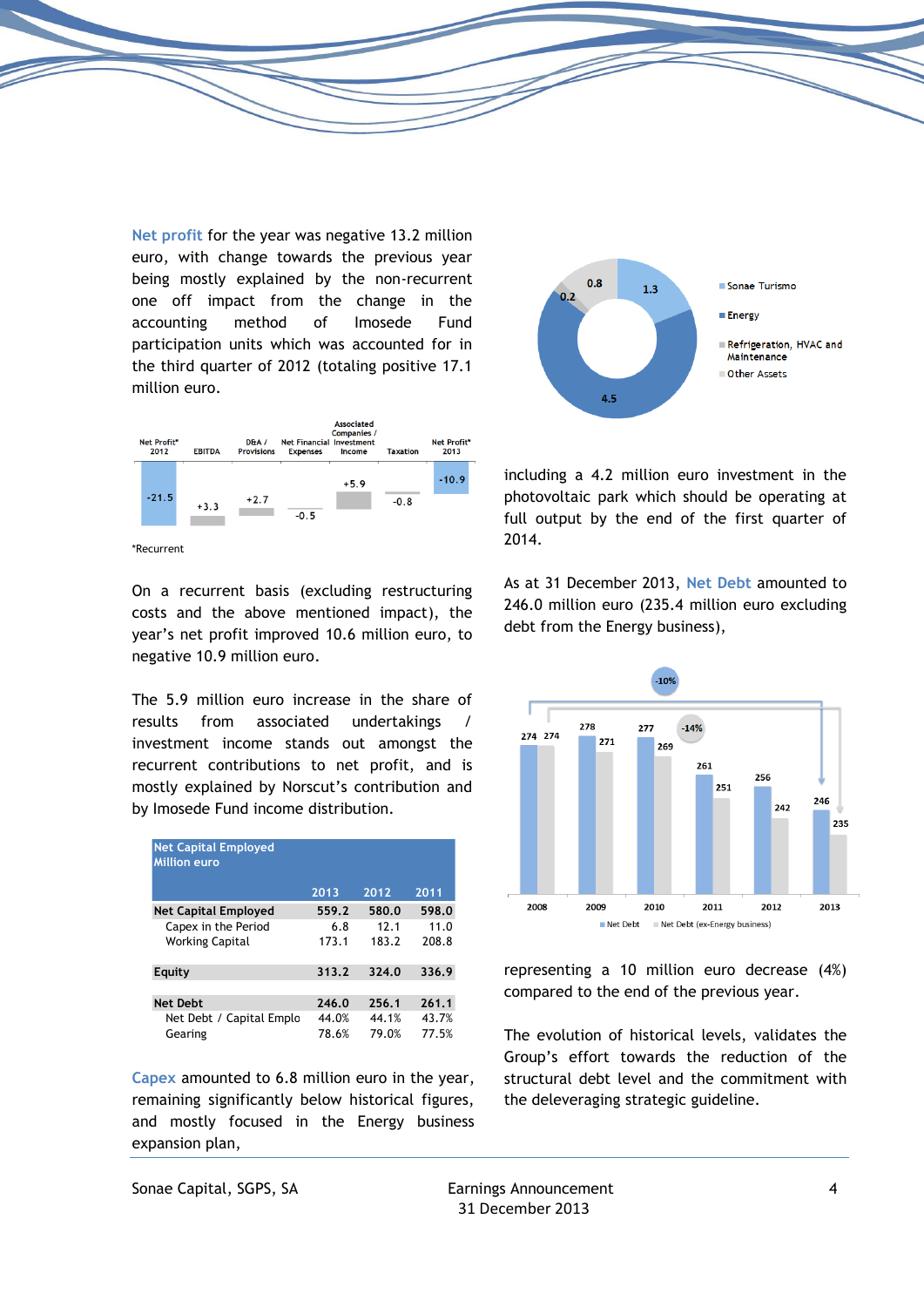**Net profit** for the year was negative 13.2 million euro, with change towards the previous year being mostly explained by the non-recurrent one off impact from the change in the accounting method of Imosede Fund participation units which was accounted for in the third quarter of 2012 (totaling positive 17.1 million euro.

| Net Profit* 2012 | EBITDA | D&A / Provisions | Net Financial Expenses | Associated Companies / Investment Income | Taxation | Net Profit* 2013 |
|---|---|---|---|---|---|---|
| -21.5 | +3.3 | +2.7 | -0.5 | +5.9 | -0.8 | -10.9 |

*Recurrent

On a recurrent basis (excluding restructuring costs and the above mentioned impact), the year's net profit improved 10.6 million euro, to negative 10.9 million euro.

The 5.9 million euro increase in the share of results from associated undertakings / investment income stands out amongst the recurrent contributions to net profit, and is mostly explained by Norscut's contribution and by Imosede Fund income distribution.

| Net Capital Employed Million euro | 2013 | 2012 | 2011 |
|---|---|---|---|
| **Net Capital Employed** | **559.2** | **580.0** | **598.0** |
| Capex in the Period | 6.8 | 12.1 | 11.0 |
| Working Capital | 173.1 | 183.2 | 208.8 |
| **Equity** | **313.2** | **324.0** | **336.9** |
| **Net Debt** | **246.0** | **256.1** | **261.1** |
| Net Debt / Capital Emplo | 44.0% | 44.1% | 43.7% |
| Gearing | 78.6% | 79.0% | 77.5% |

**Capex** amounted to 6.8 million euro in the year, remaining significantly below historical figures, and mostly focused in the Energy business expansion plan,

| Segment | Capex |
|---|---|
| Sonae Turismo | 1.3 |
| Energy | 4.5 |
| Refrigeration, HVAC and Maintenance | 0.2 |
| Other Assets | 0.8 |

including a 4.2 million euro investment in the photovoltaic park which should be operating at full output by the end of the first quarter of 2014.

As at 31 December 2013, **Net Debt** amounted to 246.0 million euro (235.4 million euro excluding debt from the Energy business),

| | 2008 | 2009 | 2010 | 2011 | 2012 | 2013 |
|---|---|---|---|---|---|---|
| Net Debt | 274 | 278 | 277 | 261 | 256 | 246 |
| Net Debt (ex-Energy business) | 274 | 271 | 269 | 251 | 242 | 235 |

-10% (Net Debt 2008–2013); -14% (Net Debt ex-Energy business 2008–2013)

representing a 10 million euro decrease (4%) compared to the end of the previous year.

The evolution of historical levels, validates the Group's effort towards the reduction of the structural debt level and the commitment with the deleveraging strategic guideline.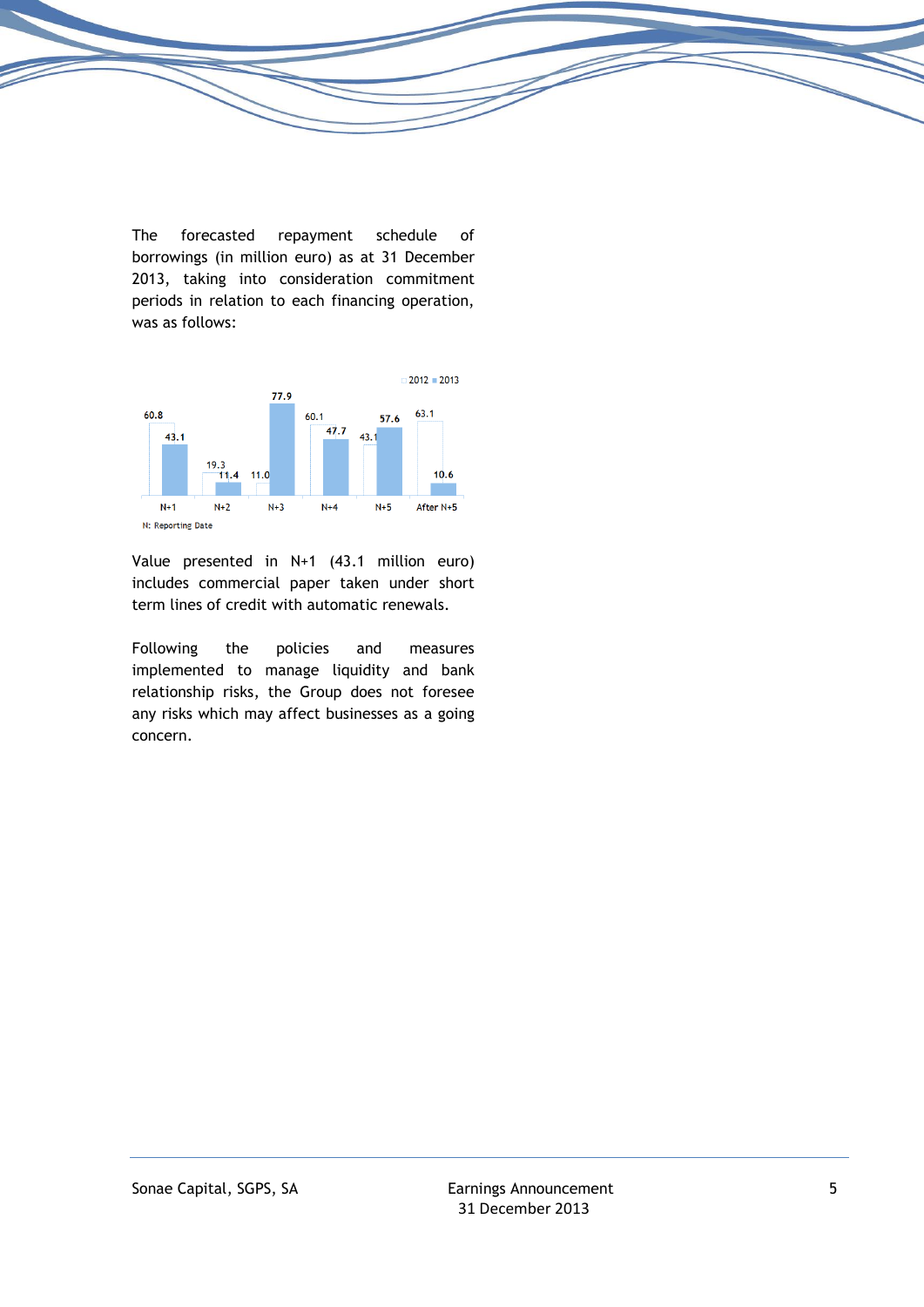The forecasted repayment schedule of borrowings (in million euro) as at 31 December 2013, taking into consideration commitment periods in relation to each financing operation, was as follows:

| | N+1 | N+2 | N+3 | N+4 | N+5 | After N+5 |
|---|---|---|---|---|---|---|
| 2012 | 60.8 | 19.3 | 11.0 | 60.1 | 43.1 | 63.1 |
| 2013 | 43.1 | 11.4 | 77.9 | 47.7 | 57.6 | 10.6 |

N: Reporting Date

Value presented in N+1 (43.1 million euro) includes commercial paper taken under short term lines of credit with automatic renewals.

Following the policies and measures implemented to manage liquidity and bank relationship risks, the Group does not foresee any risks which may affect businesses as a going concern.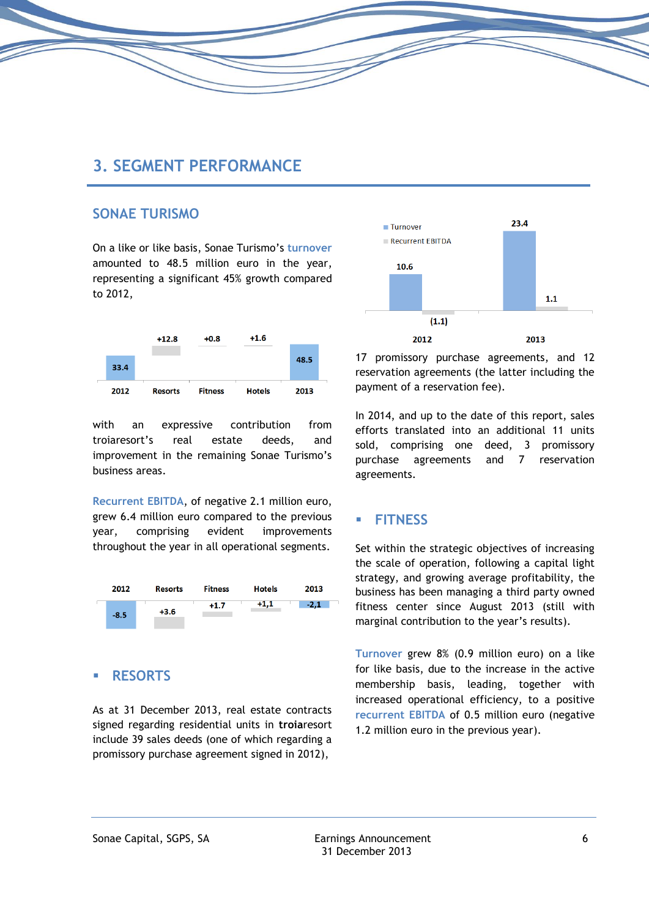## 3. SEGMENT PERFORMANCE

### SONAE TURISMO

On a like or like basis, Sonae Turismo's turnover amounted to 48.5 million euro in the year, representing a significant 45% growth compared to 2012,

| 2012 | Resorts | Fitness | Hotels | 2013 |
|---|---|---|---|---|
| 33.4 | +12.8 | +0.8 | +1.6 | 48.5 |

with an expressive contribution from troiaresort's real estate deeds, and improvement in the remaining Sonae Turismo's business areas.

Recurrent EBITDA, of negative 2.1 million euro, grew 6.4 million euro compared to the previous year, comprising evident improvements throughout the year in all operational segments.

| 2012 | Resorts | Fitness | Hotels | 2013 |
|---|---|---|---|---|
| -8.5 | +3.6 | +1.7 | +1,1 | -2,1 |

#### RESORTS

As at 31 December 2013, real estate contracts signed regarding residential units in **troia**resort include 39 sales deeds (one of which regarding a promissory purchase agreement signed in 2012),

| | 2012 | 2013 |
|---|---|---|
| Turnover | 10.6 | 23.4 |
| Recurrent EBITDA | (1.1) | 1.1 |

17 promissory purchase agreements, and 12 reservation agreements (the latter including the payment of a reservation fee).

In 2014, and up to the date of this report, sales efforts translated into an additional 11 units sold, comprising one deed, 3 promissory purchase agreements and 7 reservation agreements.

#### FITNESS

Set within the strategic objectives of increasing the scale of operation, following a capital light strategy, and growing average profitability, the business has been managing a third party owned fitness center since August 2013 (still with marginal contribution to the year's results).

Turnover grew 8% (0.9 million euro) on a like for like basis, due to the increase in the active membership basis, leading, together with increased operational efficiency, to a positive recurrent EBITDA of 0.5 million euro (negative 1.2 million euro in the previous year).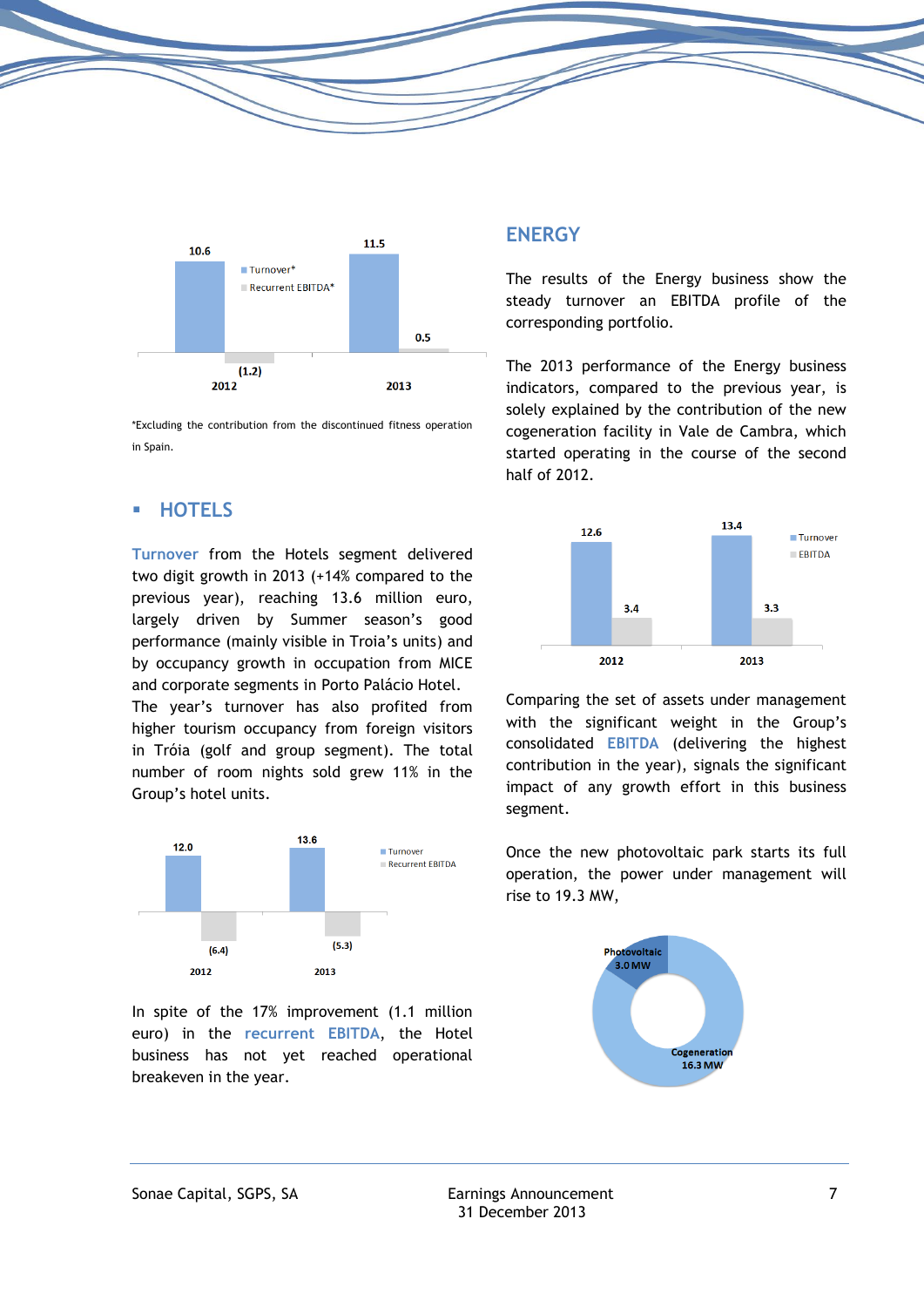| | 2012 | 2013 |
|---|---|---|
| Turnover* | 10.6 | 11.5 |
| Recurrent EBITDA* | (1.2) | 0.5 |

*Excluding the contribution from the discontinued fitness operation in Spain.

## HOTELS

Turnover from the Hotels segment delivered two digit growth in 2013 (+14% compared to the previous year), reaching 13.6 million euro, largely driven by Summer season's good performance (mainly visible in Troia's units) and by occupancy growth in occupation from MICE and corporate segments in Porto Palácio Hotel. The year's turnover has also profited from higher tourism occupancy from foreign visitors in Tróia (golf and group segment). The total number of room nights sold grew 11% in the Group's hotel units.

| | 2012 | 2013 |
|---|---|---|
| Turnover | 12.0 | 13.6 |
| Recurrent EBITDA | (6.4) | (5.3) |

In spite of the 17% improvement (1.1 million euro) in the recurrent EBITDA, the Hotel business has not yet reached operational breakeven in the year.

## ENERGY

The results of the Energy business show the steady turnover an EBITDA profile of the corresponding portfolio.

The 2013 performance of the Energy business indicators, compared to the previous year, is solely explained by the contribution of the new cogeneration facility in Vale de Cambra, which started operating in the course of the second half of 2012.

| | 2012 | 2013 |
|---|---|---|
| Turnover | 12.6 | 13.4 |
| EBITDA | 3.4 | 3.3 |

Comparing the set of assets under management with the significant weight in the Group's consolidated EBITDA (delivering the highest contribution in the year), signals the significant impact of any growth effort in this business segment.

Once the new photovoltaic park starts its full operation, the power under management will rise to 19.3 MW,

| Source | Power |
|---|---|
| Photovoltaic | 3.0 MW |
| Cogeneration | 16.3 MW |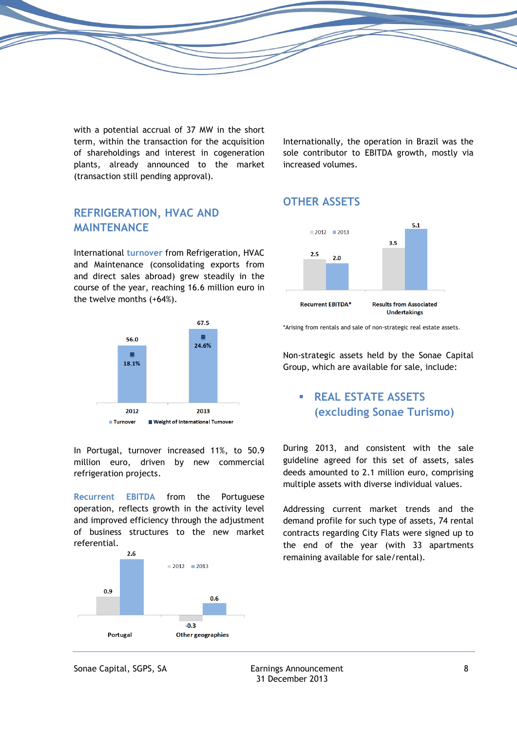with a potential accrual of 37 MW in the short term, within the transaction for the acquisition of shareholdings and interest in cogeneration plants, already announced to the market (transaction still pending approval).

## REFRIGERATION, HVAC AND MAINTENANCE

International turnover from Refrigeration, HVAC and Maintenance (consolidating exports from and direct sales abroad) grew steadily in the course of the year, reaching 16.6 million euro in the twelve months (+64%).

| | 2012 | 2013 |
|---|---|---|
| Turnover | 56.0 | 67.5 |
| Weight of International Turnover | 18.1% | 24.6% |

In Portugal, turnover increased 11%, to 50.9 million euro, driven by new commercial refrigeration projects.

Recurrent EBITDA from the Portuguese operation, reflects growth in the activity level and improved efficiency through the adjustment of business structures to the new market referential.

| | 2012 | 2013 |
|---|---|---|
| Portugal | 0.9 | 2.6 |
| Other geographies | -0.3 | 0.6 |

Internationally, the operation in Brazil was the sole contributor to EBITDA growth, mostly via increased volumes.

## OTHER ASSETS

| | 2012 | 2013 |
|---|---|---|
| Recurrent EBITDA* | 2.5 | 2.0 |
| Results from Associated Undertakings | 3.5 | 5.1 |

*Arising from rentals and sale of non-strategic real estate assets.

Non-strategic assets held by the Sonae Capital Group, which are available for sale, include:

- **REAL ESTATE ASSETS (excluding Sonae Turismo)**

During 2013, and consistent with the sale guideline agreed for this set of assets, sales deeds amounted to 2.1 million euro, comprising multiple assets with diverse individual values.

Addressing current market trends and the demand profile for such type of assets, 74 rental contracts regarding City Flats were signed up to the end of the year (with 33 apartments remaining available for sale/rental).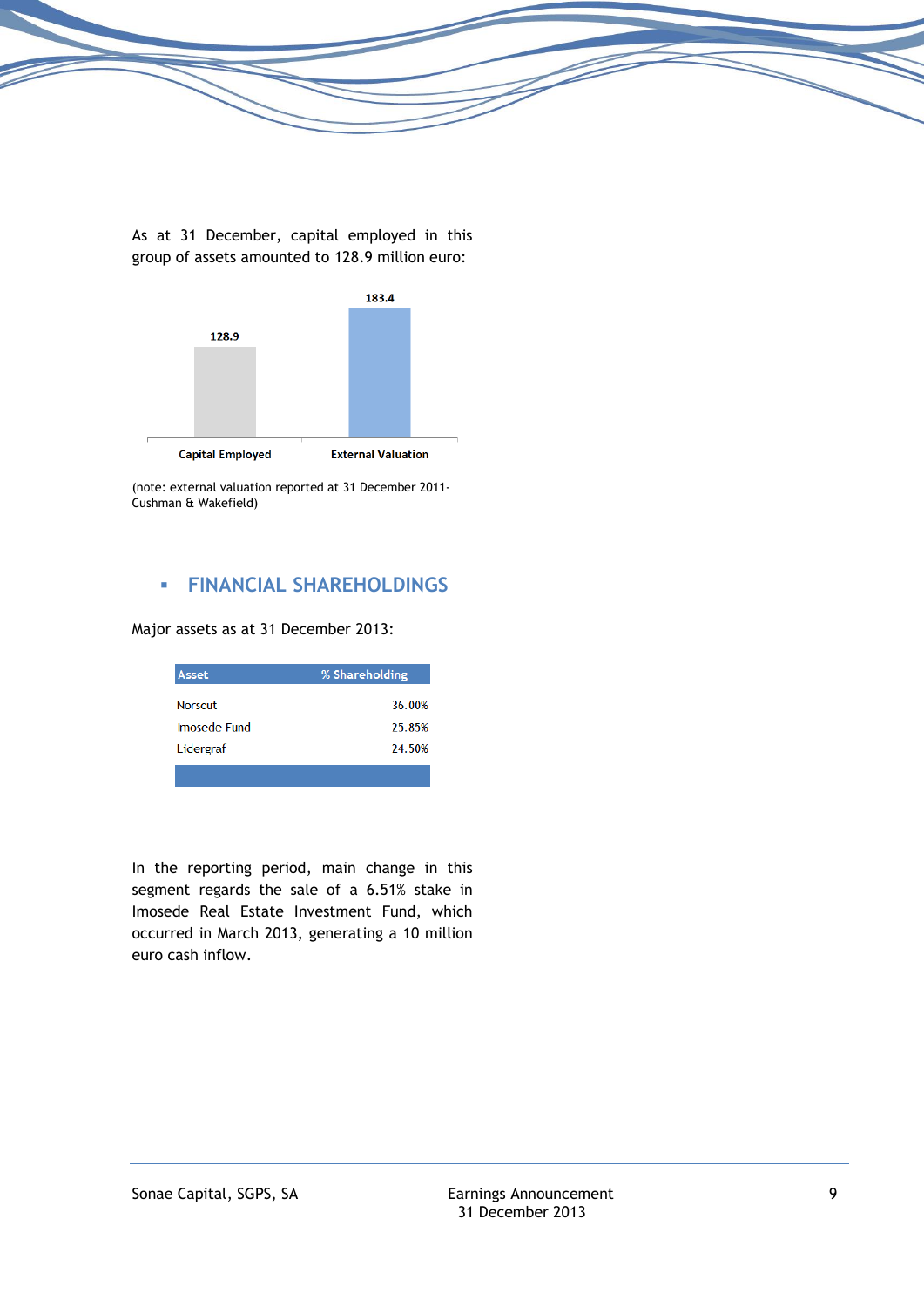As at 31 December, capital employed in this group of assets amounted to 128.9 million euro:

| | Capital Employed | External Valuation |
|---|---|---|
| Value | 128.9 | 183.4 |

(note: external valuation reported at 31 December 2011- Cushman & Wakefield)

## ▪ FINANCIAL SHAREHOLDINGS

Major assets as at 31 December 2013:

| Asset | % Shareholding |
|---|---|
| Norscut | 36.00% |
| Imosede Fund | 25.85% |
| Lidergraf | 24.50% |

In the reporting period, main change in this segment regards the sale of a 6.51% stake in Imosede Real Estate Investment Fund, which occurred in March 2013, generating a 10 million euro cash inflow.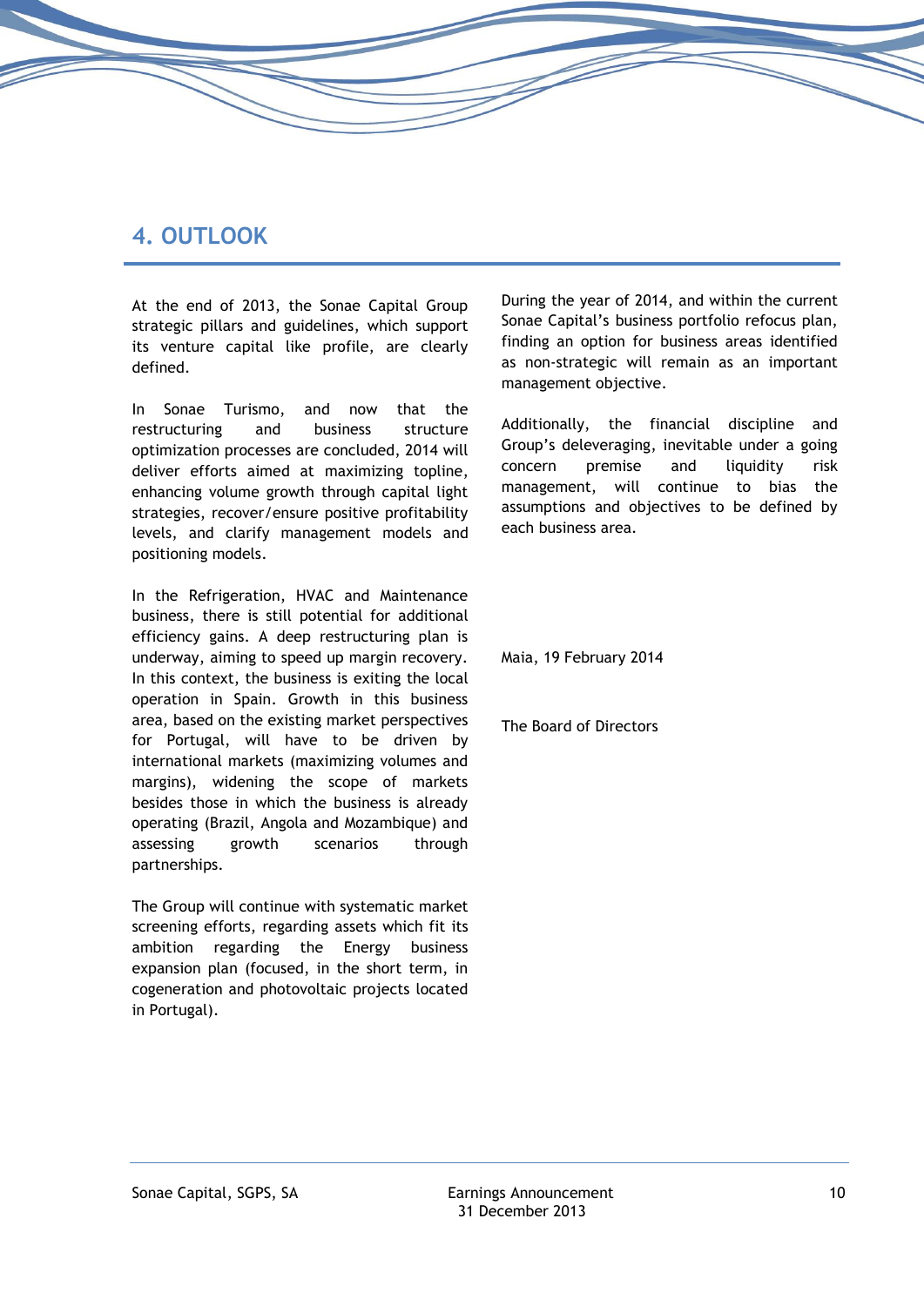# 4. OUTLOOK

At the end of 2013, the Sonae Capital Group strategic pillars and guidelines, which support its venture capital like profile, are clearly defined.

In Sonae Turismo, and now that the restructuring and business structure optimization processes are concluded, 2014 will deliver efforts aimed at maximizing topline, enhancing volume growth through capital light strategies, recover/ensure positive profitability levels, and clarify management models and positioning models.

In the Refrigeration, HVAC and Maintenance business, there is still potential for additional efficiency gains. A deep restructuring plan is underway, aiming to speed up margin recovery. In this context, the business is exiting the local operation in Spain. Growth in this business area, based on the existing market perspectives for Portugal, will have to be driven by international markets (maximizing volumes and margins), widening the scope of markets besides those in which the business is already operating (Brazil, Angola and Mozambique) and assessing growth scenarios through partnerships.

The Group will continue with systematic market screening efforts, regarding assets which fit its ambition regarding the Energy business expansion plan (focused, in the short term, in cogeneration and photovoltaic projects located in Portugal).

During the year of 2014, and within the current Sonae Capital's business portfolio refocus plan, finding an option for business areas identified as non-strategic will remain as an important management objective.

Additionally, the financial discipline and Group's deleveraging, inevitable under a going concern premise and liquidity risk management, will continue to bias the assumptions and objectives to be defined by each business area.

Maia, 19 February 2014

The Board of Directors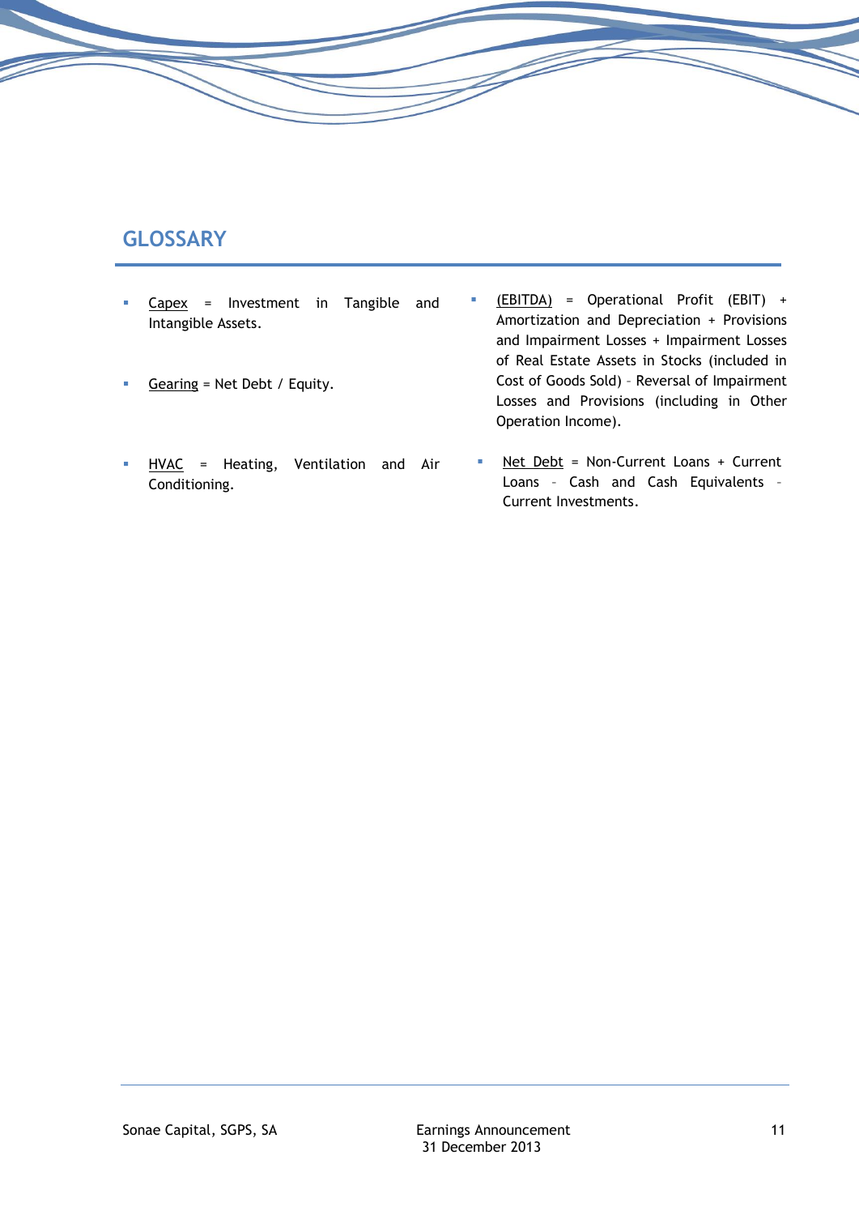## GLOSSARY

- Capex = Investment in Tangible and Intangible Assets.
- Gearing = Net Debt / Equity.
- HVAC = Heating, Ventilation and Air Conditioning.
- (EBITDA) = Operational Profit (EBIT) + Amortization and Depreciation + Provisions and Impairment Losses + Impairment Losses of Real Estate Assets in Stocks (included in Cost of Goods Sold) – Reversal of Impairment Losses and Provisions (including in Other Operation Income).
- Net Debt = Non-Current Loans + Current Loans – Cash and Cash Equivalents – Current Investments.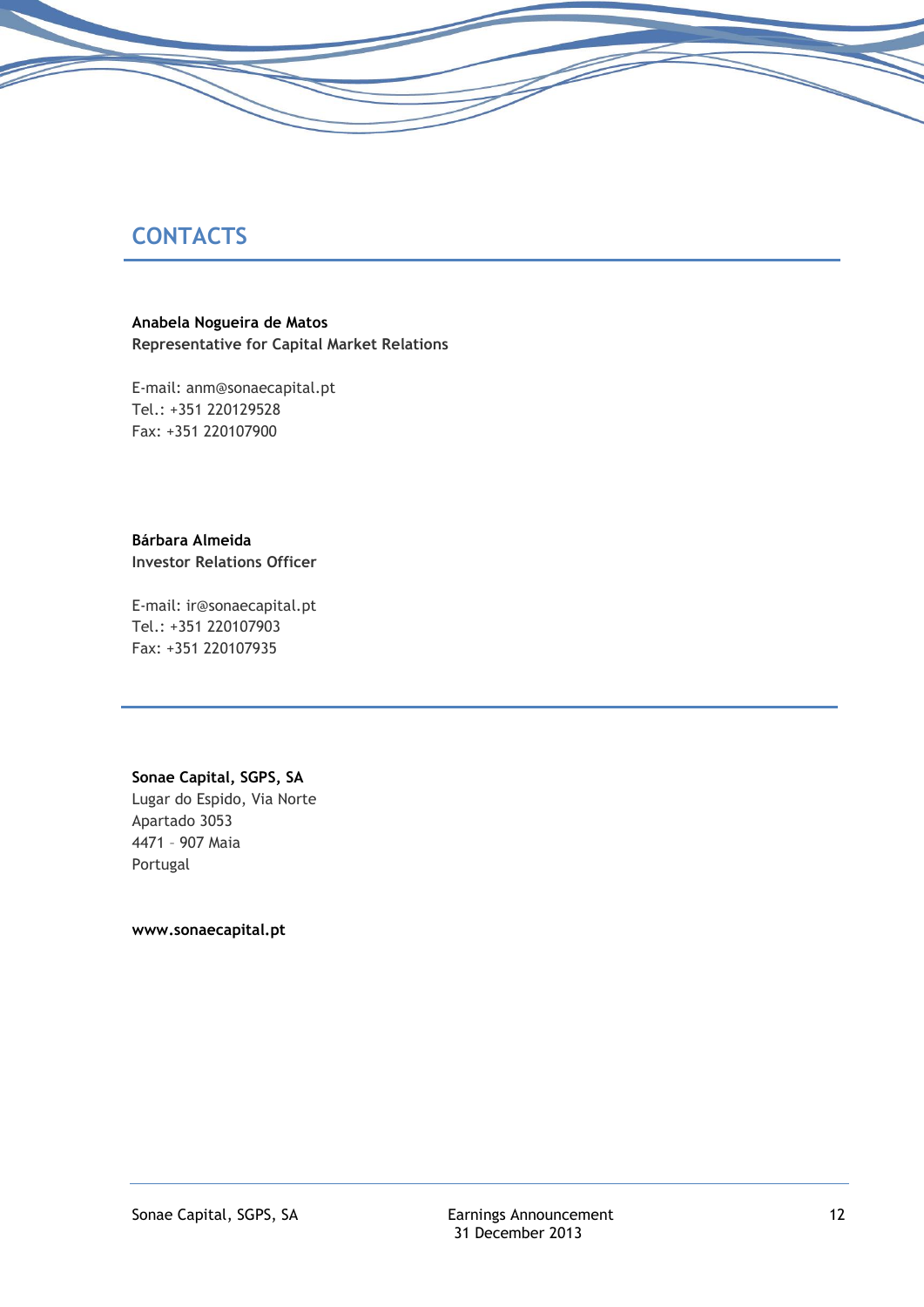# CONTACTS

**Anabela Nogueira de Matos**
**Representative for Capital Market Relations**

E-mail: anm@sonaecapital.pt
Tel.: +351 220129528
Fax: +351 220107900

**Bárbara Almeida**
**Investor Relations Officer**

E-mail: ir@sonaecapital.pt
Tel.: +351 220107903
Fax: +351 220107935

---

**Sonae Capital, SGPS, SA**
Lugar do Espido, Via Norte
Apartado 3053
4471 – 907 Maia
Portugal

**www.sonaecapital.pt**